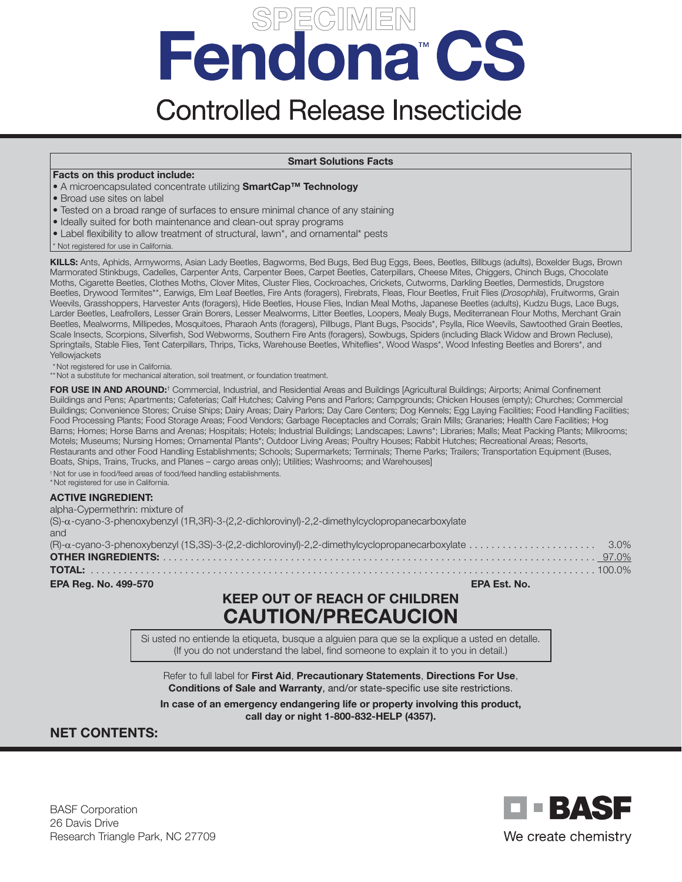SPECIMEN

# Fendona™ CS

## Controlled Release Insecticide

**Smart Solutions Facts**

**Facts on this product include:**

- A microencapsulated concentrate utilizing **SmartCap™ Technology**
- Broad use sites on label
- Tested on a broad range of surfaces to ensure minimal chance of any staining
- Ideally suited for both maintenance and clean-out spray programs
- Label flexibility to allow treatment of structural, lawn*, and ornamental* pests

\* Not registered for use in California.

**KILLS:** Ants, Aphids, Armyworms, Asian Lady Beetles, Bagworms, Bed Bugs, Bed Bug Eggs, Bees, Beetles, Billbugs (adults), Boxelder Bugs, Brown Marmorated Stinkbugs, Cadelles, Carpenter Ants, Carpenter Bees, Carpet Beetles, Caterpillars, Cheese Mites, Chiggers, Chinch Bugs, Chocolate Moths, Cigarette Beetles, Clothes Moths, Clover Mites, Cluster Flies, Cockroaches, Crickets, Cutworms, Darkling Beetles, Dermestids, Drugstore Beetles, Drywood Termites**, Earwigs, Elm Leaf Beetles, Fire Ants (foragers), Firebrats, Fleas, Flour Beetles, Fruit Flies (*Drosophila*), Fruitworms, Grain Weevils, Grasshoppers, Harvester Ants (foragers), Hide Beetles, House Flies, Indian Meal Moths, Japanese Beetles (adults), Kudzu Bugs, Lace Bugs, Larder Beetles, Leafrollers, Lesser Grain Borers, Lesser Mealworms, Litter Beetles, Loopers, Mealy Bugs, Mediterranean Flour Moths, Merchant Grain Beetles, Mealworms, Millipedes, Mosquitoes, Pharaoh Ants (foragers), Pillbugs, Plant Bugs, Psocids*, Psylla, Rice Weevils, Sawtoothed Grain Beetles, Scale Insects, Scorpions, Silverfish, Sod Webworms, Southern Fire Ants (foragers), Sowbugs, Spiders (including Black Widow and Brown Recluse), Springtails, Stable Flies, Tent Caterpillars, Thrips, Ticks, Warehouse Beetles, Whiteflies*, Wood Wasps*, Wood Infesting Beetles and Borers*, and Yellowjackets

\* Not registered for use in California.
\*\* Not a substitute for mechanical alteration, soil treatment, or foundation treatment.

**FOR USE IN AND AROUND:**† Commercial, Industrial, and Residential Areas and Buildings [Agricultural Buildings; Airports; Animal Confinement Buildings and Pens; Apartments; Cafeterias; Calf Hutches; Calving Pens and Parlors; Campgrounds; Chicken Houses (empty); Churches; Commercial Buildings; Convenience Stores; Cruise Ships; Dairy Areas; Dairy Parlors; Day Care Centers; Dog Kennels; Egg Laying Facilities; Food Handling Facilities; Food Processing Plants; Food Storage Areas; Food Vendors; Garbage Receptacles and Corrals; Grain Mills; Granaries; Health Care Facilities; Hog Barns; Homes; Horse Barns and Arenas; Hospitals; Hotels; Industrial Buildings; Landscapes; Lawns*; Libraries; Malls; Meat Packing Plants; Milkrooms; Motels; Museums; Nursing Homes; Ornamental Plants*; Outdoor Living Areas; Poultry Houses; Rabbit Hutches; Recreational Areas; Resorts, Restaurants and other Food Handling Establishments; Schools; Supermarkets; Terminals; Theme Parks; Trailers; Transportation Equipment (Buses, Boats, Ships, Trains, Trucks, and Planes – cargo areas only); Utilities; Washrooms; and Warehouses]

† Not for use in food/feed areas of food/feed handling establishments.
\* Not registered for use in California.

**ACTIVE INGREDIENT:**

alpha-Cypermethrin: mixture of
(S)-α-cyano-3-phenoxybenzyl (1R,3R)-3-(2,2-dichlorovinyl)-2,2-dimethylcyclopropanecarboxylate
and
(R)-α-cyano-3-phenoxybenzyl (1S,3S)-3-(2,2-dichlorovinyl)-2,2-dimethylcyclopropanecarboxylate ........ 3.0%
**OTHER INGREDIENTS:** ........ 97.0%
**TOTAL:** ........ 100.0%

**EPA Reg. No. 499-570** **EPA Est. No.**

## KEEP OUT OF REACH OF CHILDREN

## CAUTION/PRECAUCION

Si usted no entiende la etiqueta, busque a alguien para que se la explique a usted en detalle. (If you do not understand the label, find someone to explain it to you in detail.)

Refer to full label for **First Aid**, **Precautionary Statements**, **Directions For Use**, **Conditions of Sale and Warranty**, and/or state-specific use site restrictions.

**In case of an emergency endangering life or property involving this product, call day or night 1-800-832-HELP (4357).**

**NET CONTENTS:**

BASF Corporation
26 Davis Drive
Research Triangle Park, NC 27709

BASF
We create chemistry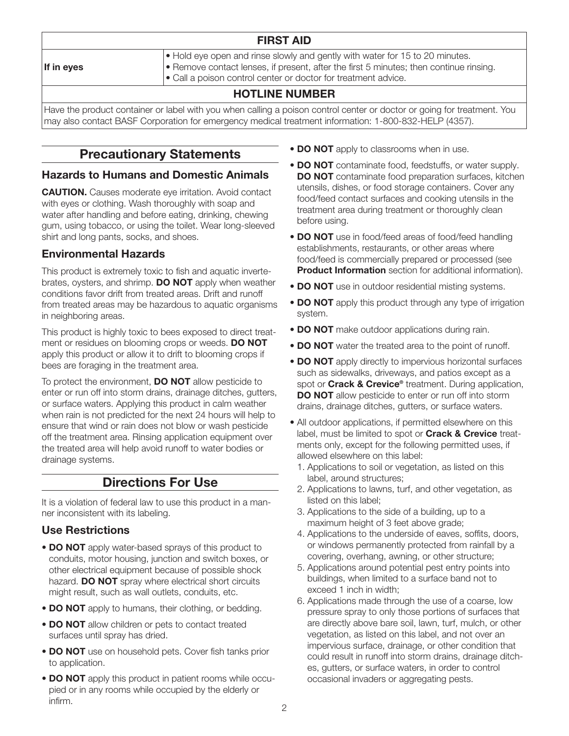| FIRST AID | |
|---|---|
| **If in eyes** | • Hold eye open and rinse slowly and gently with water for 15 to 20 minutes.<br>• Remove contact lenses, if present, after the first 5 minutes; then continue rinsing.<br>• Call a poison control center or doctor for treatment advice. |
| **HOTLINE NUMBER** | |
| Have the product container or label with you when calling a poison control center or doctor or going for treatment. You may also contact BASF Corporation for emergency medical treatment information: 1-800-832-HELP (4357). | |

## Precautionary Statements

### Hazards to Humans and Domestic Animals

**CAUTION.** Causes moderate eye irritation. Avoid contact with eyes or clothing. Wash thoroughly with soap and water after handling and before eating, drinking, chewing gum, using tobacco, or using the toilet. Wear long-sleeved shirt and long pants, socks, and shoes.

### Environmental Hazards

This product is extremely toxic to fish and aquatic invertebrates, oysters, and shrimp. **DO NOT** apply when weather conditions favor drift from treated areas. Drift and runoff from treated areas may be hazardous to aquatic organisms in neighboring areas.

This product is highly toxic to bees exposed to direct treatment or residues on blooming crops or weeds. **DO NOT** apply this product or allow it to drift to blooming crops if bees are foraging in the treatment area.

To protect the environment, **DO NOT** allow pesticide to enter or run off into storm drains, drainage ditches, gutters, or surface waters. Applying this product in calm weather when rain is not predicted for the next 24 hours will help to ensure that wind or rain does not blow or wash pesticide off the treatment area. Rinsing application equipment over the treated area will help avoid runoff to water bodies or drainage systems.

## Directions For Use

It is a violation of federal law to use this product in a manner inconsistent with its labeling.

### Use Restrictions

- **DO NOT** apply water-based sprays of this product to conduits, motor housing, junction and switch boxes, or other electrical equipment because of possible shock hazard. **DO NOT** spray where electrical short circuits might result, such as wall outlets, conduits, etc.
- **DO NOT** apply to humans, their clothing, or bedding.
- **DO NOT** allow children or pets to contact treated surfaces until spray has dried.
- **DO NOT** use on household pets. Cover fish tanks prior to application.
- **DO NOT** apply this product in patient rooms while occupied or in any rooms while occupied by the elderly or infirm.
- **DO NOT** apply to classrooms when in use.
- **DO NOT** contaminate food, feedstuffs, or water supply. **DO NOT** contaminate food preparation surfaces, kitchen utensils, dishes, or food storage containers. Cover any food/feed contact surfaces and cooking utensils in the treatment area during treatment or thoroughly clean before using.
- **DO NOT** use in food/feed areas of food/feed handling establishments, restaurants, or other areas where food/feed is commercially prepared or processed (see **Product Information** section for additional information).
- **DO NOT** use in outdoor residential misting systems.
- **DO NOT** apply this product through any type of irrigation system.
- **DO NOT** make outdoor applications during rain.
- **DO NOT** water the treated area to the point of runoff.
- **DO NOT** apply directly to impervious horizontal surfaces such as sidewalks, driveways, and patios except as a spot or **Crack & Crevice®** treatment. During application, **DO NOT** allow pesticide to enter or run off into storm drains, drainage ditches, gutters, or surface waters.
- All outdoor applications, if permitted elsewhere on this label, must be limited to spot or **Crack & Crevice** treatments only, except for the following permitted uses, if allowed elsewhere on this label:
  1. Applications to soil or vegetation, as listed on this label, around structures;
  2. Applications to lawns, turf, and other vegetation, as listed on this label;
  3. Applications to the side of a building, up to a maximum height of 3 feet above grade;
  4. Applications to the underside of eaves, soffits, doors, or windows permanently protected from rainfall by a covering, overhang, awning, or other structure;
  5. Applications around potential pest entry points into buildings, when limited to a surface band not to exceed 1 inch in width;
  6. Applications made through the use of a coarse, low pressure spray to only those portions of surfaces that are directly above bare soil, lawn, turf, mulch, or other vegetation, as listed on this label, and not over an impervious surface, drainage, or other condition that could result in runoff into storm drains, drainage ditches, gutters, or surface waters, in order to control occasional invaders or aggregating pests.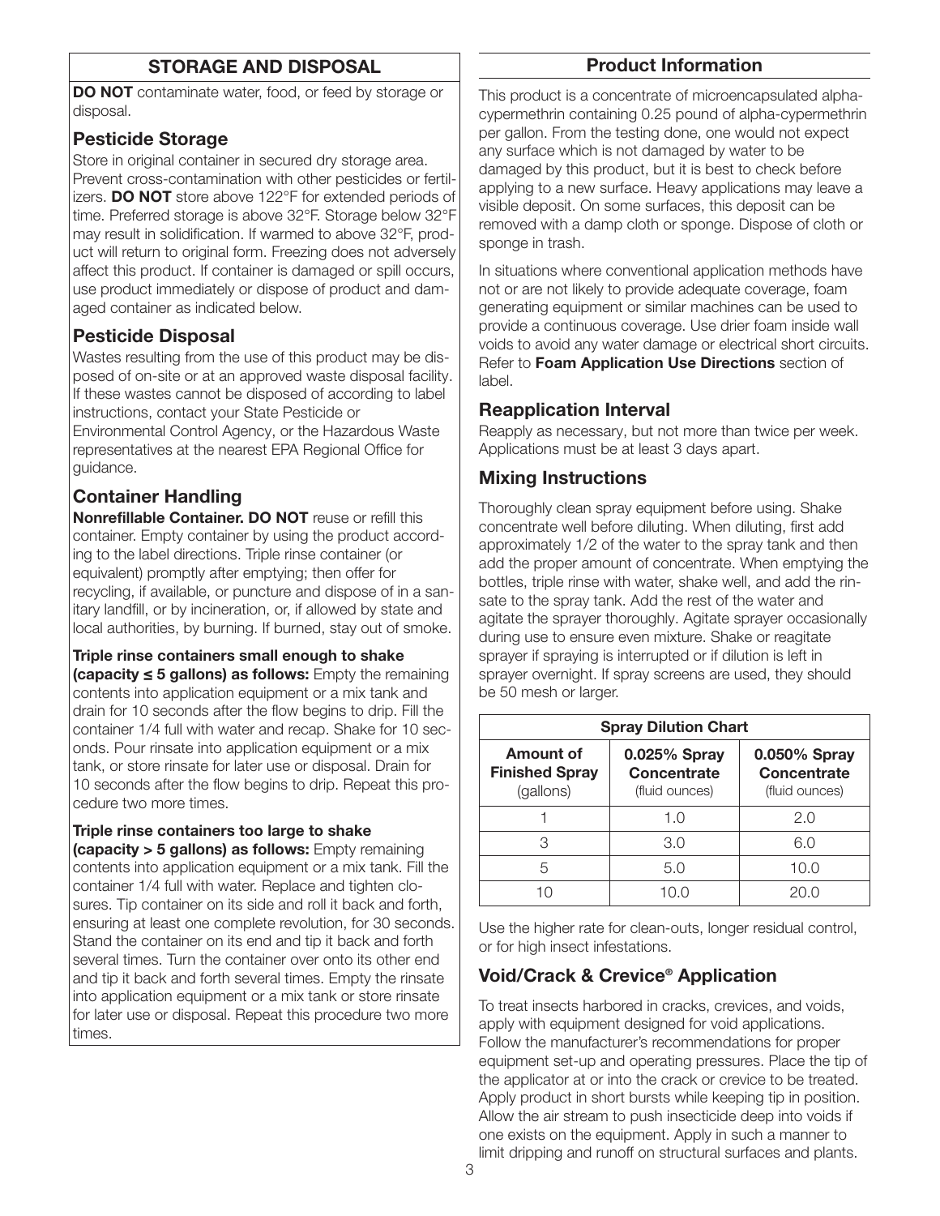## STORAGE AND DISPOSAL

**DO NOT** contaminate water, food, or feed by storage or disposal.

### Pesticide Storage

Store in original container in secured dry storage area. Prevent cross-contamination with other pesticides or fertilizers. **DO NOT** store above 122°F for extended periods of time. Preferred storage is above 32°F. Storage below 32°F may result in solidification. If warmed to above 32°F, product will return to original form. Freezing does not adversely affect this product. If container is damaged or spill occurs, use product immediately or dispose of product and damaged container as indicated below.

### Pesticide Disposal

Wastes resulting from the use of this product may be disposed of on-site or at an approved waste disposal facility. If these wastes cannot be disposed of according to label instructions, contact your State Pesticide or Environmental Control Agency, or the Hazardous Waste representatives at the nearest EPA Regional Office for guidance.

### Container Handling

**Nonrefillable Container. DO NOT** reuse or refill this container. Empty container by using the product according to the label directions. Triple rinse container (or equivalent) promptly after emptying; then offer for recycling, if available, or puncture and dispose of in a sanitary landfill, or by incineration, or, if allowed by state and local authorities, by burning. If burned, stay out of smoke.

**Triple rinse containers small enough to shake (capacity ≤ 5 gallons) as follows:** Empty the remaining contents into application equipment or a mix tank and drain for 10 seconds after the flow begins to drip. Fill the container 1/4 full with water and recap. Shake for 10 seconds. Pour rinsate into application equipment or a mix tank, or store rinsate for later use or disposal. Drain for 10 seconds after the flow begins to drip. Repeat this procedure two more times.

**Triple rinse containers too large to shake (capacity > 5 gallons) as follows:** Empty remaining contents into application equipment or a mix tank. Fill the container 1/4 full with water. Replace and tighten closures. Tip container on its side and roll it back and forth, ensuring at least one complete revolution, for 30 seconds. Stand the container on its end and tip it back and forth several times. Turn the container over onto its other end and tip it back and forth several times. Empty the rinsate into application equipment or a mix tank or store rinsate for later use or disposal. Repeat this procedure two more times.

## Product Information

This product is a concentrate of microencapsulated alpha-cypermethrin containing 0.25 pound of alpha-cypermethrin per gallon. From the testing done, one would not expect any surface which is not damaged by water to be damaged by this product, but it is best to check before applying to a new surface. Heavy applications may leave a visible deposit. On some surfaces, this deposit can be removed with a damp cloth or sponge. Dispose of cloth or sponge in trash.

In situations where conventional application methods have not or are not likely to provide adequate coverage, foam generating equipment or similar machines can be used to provide a continuous coverage. Use drier foam inside wall voids to avoid any water damage or electrical short circuits. Refer to **Foam Application Use Directions** section of label.

### Reapplication Interval

Reapply as necessary, but not more than twice per week. Applications must be at least 3 days apart.

### Mixing Instructions

Thoroughly clean spray equipment before using. Shake concentrate well before diluting. When diluting, first add approximately 1/2 of the water to the spray tank and then add the proper amount of concentrate. When emptying the bottles, triple rinse with water, shake well, and add the rinsate to the spray tank. Add the rest of the water and agitate the sprayer thoroughly. Agitate sprayer occasionally during use to ensure even mixture. Shake or reagitate sprayer if spraying is interrupted or if dilution is left in sprayer overnight. If spray screens are used, they should be 50 mesh or larger.

| Spray Dilution Chart | | |
|---|---|---|
| **Amount of Finished Spray** (gallons) | **0.025% Spray Concentrate** (fluid ounces) | **0.050% Spray Concentrate** (fluid ounces) |
| 1 | 1.0 | 2.0 |
| 3 | 3.0 | 6.0 |
| 5 | 5.0 | 10.0 |
| 10 | 10.0 | 20.0 |

Use the higher rate for clean-outs, longer residual control, or for high insect infestations.

### Void/Crack & Crevice® Application

To treat insects harbored in cracks, crevices, and voids, apply with equipment designed for void applications. Follow the manufacturer's recommendations for proper equipment set-up and operating pressures. Place the tip of the applicator at or into the crack or crevice to be treated. Apply product in short bursts while keeping tip in position. Allow the air stream to push insecticide deep into voids if one exists on the equipment. Apply in such a manner to limit dripping and runoff on structural surfaces and plants.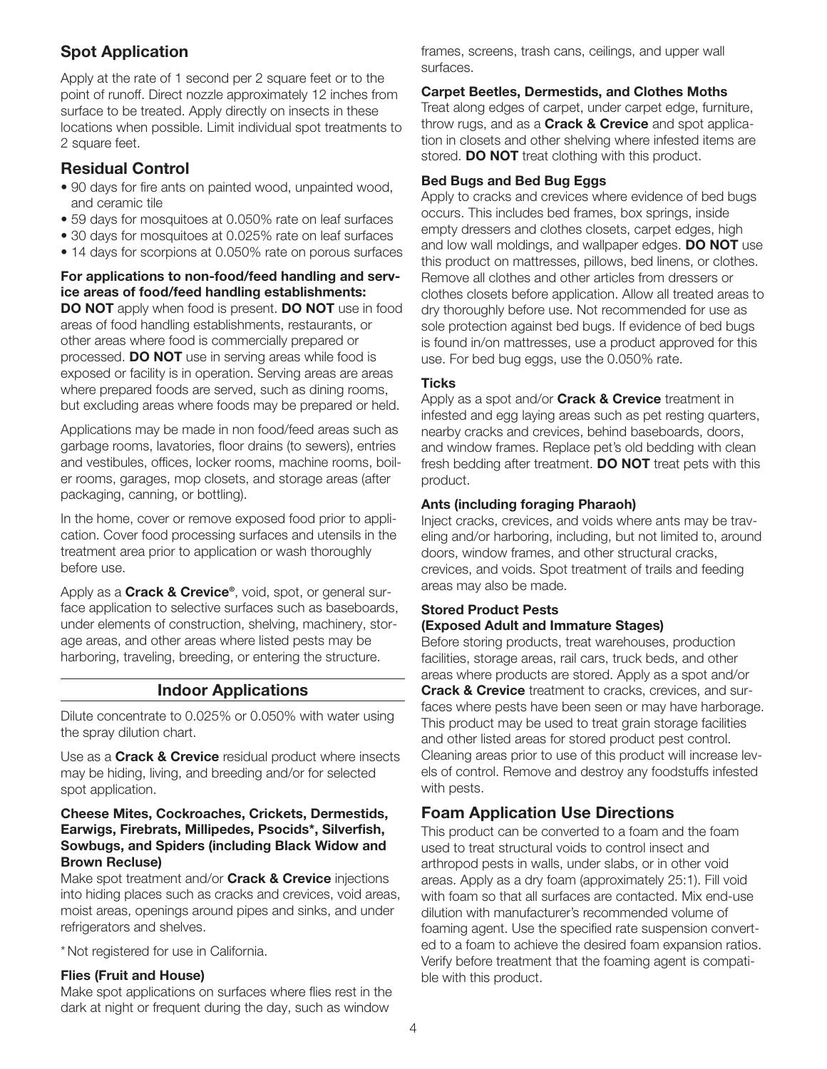## Spot Application

Apply at the rate of 1 second per 2 square feet or to the point of runoff. Direct nozzle approximately 12 inches from surface to be treated. Apply directly on insects in these locations when possible. Limit individual spot treatments to 2 square feet.

## Residual Control

- 90 days for fire ants on painted wood, unpainted wood, and ceramic tile
- 59 days for mosquitoes at 0.050% rate on leaf surfaces
- 30 days for mosquitoes at 0.025% rate on leaf surfaces
- 14 days for scorpions at 0.050% rate on porous surfaces

**For applications to non-food/feed handling and service areas of food/feed handling establishments:**
**DO NOT** apply when food is present. **DO NOT** use in food areas of food handling establishments, restaurants, or other areas where food is commercially prepared or processed. **DO NOT** use in serving areas while food is exposed or facility is in operation. Serving areas are areas where prepared foods are served, such as dining rooms, but excluding areas where foods may be prepared or held.

Applications may be made in non food/feed areas such as garbage rooms, lavatories, floor drains (to sewers), entries and vestibules, offices, locker rooms, machine rooms, boiler rooms, garages, mop closets, and storage areas (after packaging, canning, or bottling).

In the home, cover or remove exposed food prior to application. Cover food processing surfaces and utensils in the treatment area prior to application or wash thoroughly before use.

Apply as a **Crack & Crevice®**, void, spot, or general surface application to selective surfaces such as baseboards, under elements of construction, shelving, machinery, storage areas, and other areas where listed pests may be harboring, traveling, breeding, or entering the structure.

## Indoor Applications

Dilute concentrate to 0.025% or 0.050% with water using the spray dilution chart.

Use as a **Crack & Crevice** residual product where insects may be hiding, living, and breeding and/or for selected spot application.

### Cheese Mites, Cockroaches, Crickets, Dermestids, Earwigs, Firebrats, Millipedes, Psocids*, Silverfish, Sowbugs, and Spiders (including Black Widow and Brown Recluse)

Make spot treatment and/or **Crack & Crevice** injections into hiding places such as cracks and crevices, void areas, moist areas, openings around pipes and sinks, and under refrigerators and shelves.

*Not registered for use in California.

### Flies (Fruit and House)

Make spot applications on surfaces where flies rest in the dark at night or frequent during the day, such as window frames, screens, trash cans, ceilings, and upper wall surfaces.

### Carpet Beetles, Dermestids, and Clothes Moths

Treat along edges of carpet, under carpet edge, furniture, throw rugs, and as a **Crack & Crevice** and spot application in closets and other shelving where infested items are stored. **DO NOT** treat clothing with this product.

### Bed Bugs and Bed Bug Eggs

Apply to cracks and crevices where evidence of bed bugs occurs. This includes bed frames, box springs, inside empty dressers and clothes closets, carpet edges, high and low wall moldings, and wallpaper edges. **DO NOT** use this product on mattresses, pillows, bed linens, or clothes. Remove all clothes and other articles from dressers or clothes closets before application. Allow all treated areas to dry thoroughly before use. Not recommended for use as sole protection against bed bugs. If evidence of bed bugs is found in/on mattresses, use a product approved for this use. For bed bug eggs, use the 0.050% rate.

### Ticks

Apply as a spot and/or **Crack & Crevice** treatment in infested and egg laying areas such as pet resting quarters, nearby cracks and crevices, behind baseboards, doors, and window frames. Replace pet's old bedding with clean fresh bedding after treatment. **DO NOT** treat pets with this product.

### Ants (including foraging Pharaoh)

Inject cracks, crevices, and voids where ants may be traveling and/or harboring, including, but not limited to, around doors, window frames, and other structural cracks, crevices, and voids. Spot treatment of trails and feeding areas may also be made.

### Stored Product Pests (Exposed Adult and Immature Stages)

Before storing products, treat warehouses, production facilities, storage areas, rail cars, truck beds, and other areas where products are stored. Apply as a spot and/or **Crack & Crevice** treatment to cracks, crevices, and surfaces where pests have been seen or may have harborage. This product may be used to treat grain storage facilities and other listed areas for stored product pest control. Cleaning areas prior to use of this product will increase levels of control. Remove and destroy any foodstuffs infested with pests.

## Foam Application Use Directions

This product can be converted to a foam and the foam used to treat structural voids to control insect and arthropod pests in walls, under slabs, or in other void areas. Apply as a dry foam (approximately 25:1). Fill void with foam so that all surfaces are contacted. Mix end-use dilution with manufacturer's recommended volume of foaming agent. Use the specified rate suspension converted to a foam to achieve the desired foam expansion ratios. Verify before treatment that the foaming agent is compatible with this product.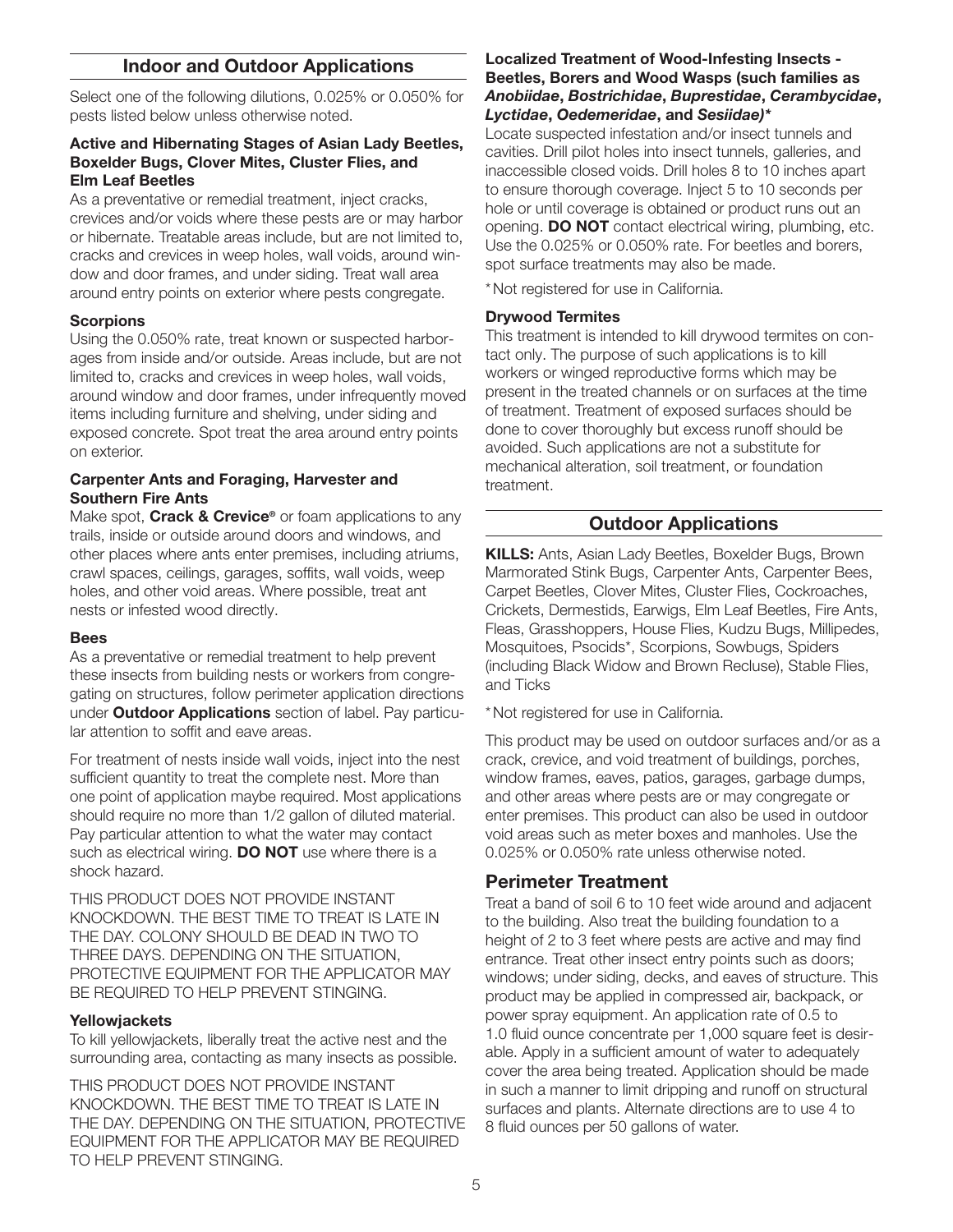## Indoor and Outdoor Applications

Select one of the following dilutions, 0.025% or 0.050% for pests listed below unless otherwise noted.

### Active and Hibernating Stages of Asian Lady Beetles, Boxelder Bugs, Clover Mites, Cluster Flies, and Elm Leaf Beetles

As a preventative or remedial treatment, inject cracks, crevices and/or voids where these pests are or may harbor or hibernate. Treatable areas include, but are not limited to, cracks and crevices in weep holes, wall voids, around window and door frames, and under siding. Treat wall area around entry points on exterior where pests congregate.

### Scorpions

Using the 0.050% rate, treat known or suspected harborages from inside and/or outside. Areas include, but are not limited to, cracks and crevices in weep holes, wall voids, around window and door frames, under infrequently moved items including furniture and shelving, under siding and exposed concrete. Spot treat the area around entry points on exterior.

### Carpenter Ants and Foraging, Harvester and Southern Fire Ants

Make spot, **Crack & Crevice®** or foam applications to any trails, inside or outside around doors and windows, and other places where ants enter premises, including atriums, crawl spaces, ceilings, garages, soffits, wall voids, weep holes, and other void areas. Where possible, treat ant nests or infested wood directly.

### Bees

As a preventative or remedial treatment to help prevent these insects from building nests or workers from congregating on structures, follow perimeter application directions under **Outdoor Applications** section of label. Pay particular attention to soffit and eave areas.

For treatment of nests inside wall voids, inject into the nest sufficient quantity to treat the complete nest. More than one point of application maybe required. Most applications should require no more than 1/2 gallon of diluted material. Pay particular attention to what the water may contact such as electrical wiring. **DO NOT** use where there is a shock hazard.

THIS PRODUCT DOES NOT PROVIDE INSTANT KNOCKDOWN. THE BEST TIME TO TREAT IS LATE IN THE DAY. COLONY SHOULD BE DEAD IN TWO TO THREE DAYS. DEPENDING ON THE SITUATION, PROTECTIVE EQUIPMENT FOR THE APPLICATOR MAY BE REQUIRED TO HELP PREVENT STINGING.

### Yellowjackets

To kill yellowjackets, liberally treat the active nest and the surrounding area, contacting as many insects as possible.

THIS PRODUCT DOES NOT PROVIDE INSTANT KNOCKDOWN. THE BEST TIME TO TREAT IS LATE IN THE DAY. DEPENDING ON THE SITUATION, PROTECTIVE EQUIPMENT FOR THE APPLICATOR MAY BE REQUIRED TO HELP PREVENT STINGING.

### Localized Treatment of Wood-Infesting Insects - Beetles, Borers and Wood Wasps (such families as *Anobiidae*, *Bostrichidae*, *Buprestidae*, *Cerambycidae*, *Lyctidae*, *Oedemeridae*, and *Sesiidae)*\*

Locate suspected infestation and/or insect tunnels and cavities. Drill pilot holes into insect tunnels, galleries, and inaccessible closed voids. Drill holes 8 to 10 inches apart to ensure thorough coverage. Inject 5 to 10 seconds per hole or until coverage is obtained or product runs out an opening. **DO NOT** contact electrical wiring, plumbing, etc. Use the 0.025% or 0.050% rate. For beetles and borers, spot surface treatments may also be made.

\*Not registered for use in California.

### Drywood Termites

This treatment is intended to kill drywood termites on contact only. The purpose of such applications is to kill workers or winged reproductive forms which may be present in the treated channels or on surfaces at the time of treatment. Treatment of exposed surfaces should be done to cover thoroughly but excess runoff should be avoided. Such applications are not a substitute for mechanical alteration, soil treatment, or foundation treatment.

## Outdoor Applications

**KILLS:** Ants, Asian Lady Beetles, Boxelder Bugs, Brown Marmorated Stink Bugs, Carpenter Ants, Carpenter Bees, Carpet Beetles, Clover Mites, Cluster Flies, Cockroaches, Crickets, Dermestids, Earwigs, Elm Leaf Beetles, Fire Ants, Fleas, Grasshoppers, House Flies, Kudzu Bugs, Millipedes, Mosquitoes, Psocids\*, Scorpions, Sowbugs, Spiders (including Black Widow and Brown Recluse), Stable Flies, and Ticks

\*Not registered for use in California.

This product may be used on outdoor surfaces and/or as a crack, crevice, and void treatment of buildings, porches, window frames, eaves, patios, garages, garbage dumps, and other areas where pests are or may congregate or enter premises. This product can also be used in outdoor void areas such as meter boxes and manholes. Use the 0.025% or 0.050% rate unless otherwise noted.

### Perimeter Treatment

Treat a band of soil 6 to 10 feet wide around and adjacent to the building. Also treat the building foundation to a height of 2 to 3 feet where pests are active and may find entrance. Treat other insect entry points such as doors; windows; under siding, decks, and eaves of structure. This product may be applied in compressed air, backpack, or power spray equipment. An application rate of 0.5 to 1.0 fluid ounce concentrate per 1,000 square feet is desirable. Apply in a sufficient amount of water to adequately cover the area being treated. Application should be made in such a manner to limit dripping and runoff on structural surfaces and plants. Alternate directions are to use 4 to 8 fluid ounces per 50 gallons of water.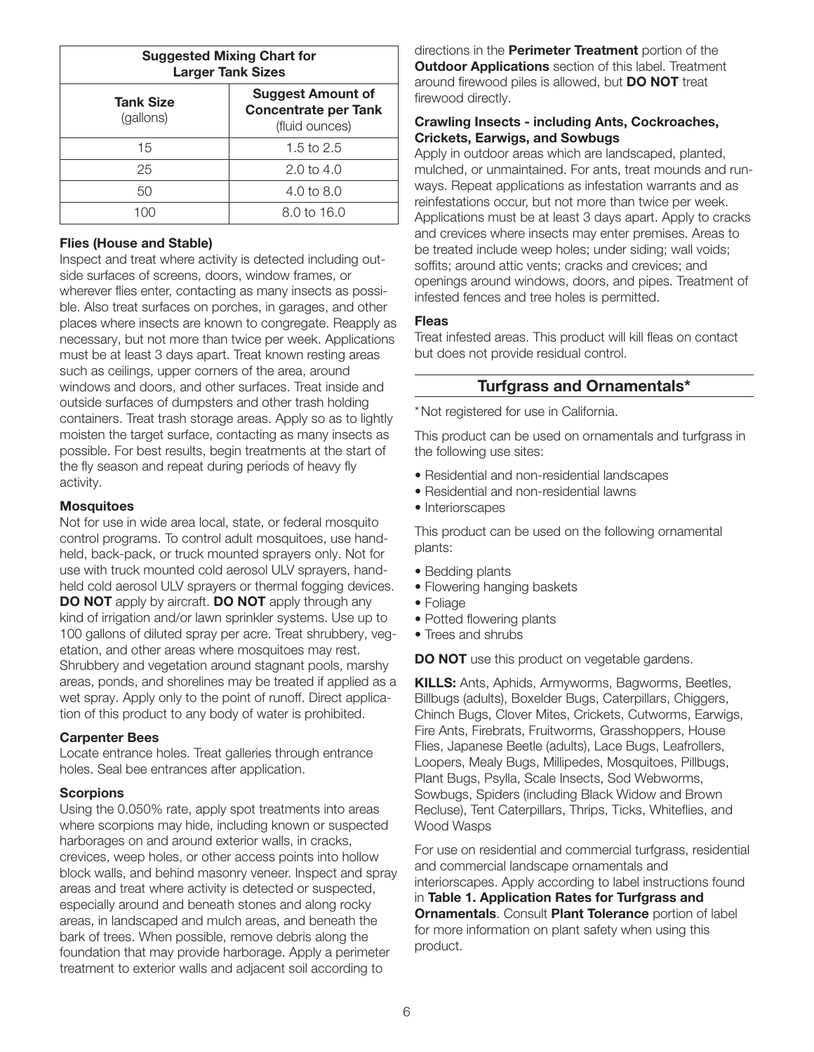| Suggested Mixing Chart for Larger Tank Sizes | |
|---|---|
| **Tank Size** (gallons) | **Suggest Amount of Concentrate per Tank** (fluid ounces) |
| 15 | 1.5 to 2.5 |
| 25 | 2.0 to 4.0 |
| 50 | 4.0 to 8.0 |
| 100 | 8.0 to 16.0 |

**Flies (House and Stable)**

Inspect and treat where activity is detected including outside surfaces of screens, doors, window frames, or wherever flies enter, contacting as many insects as possible. Also treat surfaces on porches, in garages, and other places where insects are known to congregate. Reapply as necessary, but not more than twice per week. Applications must be at least 3 days apart. Treat known resting areas such as ceilings, upper corners of the area, around windows and doors, and other surfaces. Treat inside and outside surfaces of dumpsters and other trash holding containers. Treat trash storage areas. Apply so as to lightly moisten the target surface, contacting as many insects as possible. For best results, begin treatments at the start of the fly season and repeat during periods of heavy fly activity.

**Mosquitoes**

Not for use in wide area local, state, or federal mosquito control programs. To control adult mosquitoes, use hand-held, back-pack, or truck mounted sprayers only. Not for use with truck mounted cold aerosol ULV sprayers, hand-held cold aerosol ULV sprayers or thermal fogging devices. **DO NOT** apply by aircraft. **DO NOT** apply through any kind of irrigation and/or lawn sprinkler systems. Use up to 100 gallons of diluted spray per acre. Treat shrubbery, vegetation, and other areas where mosquitoes may rest. Shrubbery and vegetation around stagnant pools, marshy areas, ponds, and shorelines may be treated if applied as a wet spray. Apply only to the point of runoff. Direct application of this product to any body of water is prohibited.

**Carpenter Bees**

Locate entrance holes. Treat galleries through entrance holes. Seal bee entrances after application.

**Scorpions**

Using the 0.050% rate, apply spot treatments into areas where scorpions may hide, including known or suspected harborages on and around exterior walls, in cracks, crevices, weep holes, or other access points into hollow block walls, and behind masonry veneer. Inspect and spray areas and treat where activity is detected or suspected, especially around and beneath stones and along rocky areas, in landscaped and mulch areas, and beneath the bark of trees. When possible, remove debris along the foundation that may provide harborage. Apply a perimeter treatment to exterior walls and adjacent soil according to directions in the **Perimeter Treatment** portion of the **Outdoor Applications** section of this label. Treatment around firewood piles is allowed, but **DO NOT** treat firewood directly.

**Crawling Insects - including Ants, Cockroaches, Crickets, Earwigs, and Sowbugs**

Apply in outdoor areas which are landscaped, planted, mulched, or unmaintained. For ants, treat mounds and runways. Repeat applications as infestation warrants and as reinfestations occur, but not more than twice per week. Applications must be at least 3 days apart. Apply to cracks and crevices where insects may enter premises. Areas to be treated include weep holes; under siding; wall voids; soffits; around attic vents; cracks and crevices; and openings around windows, doors, and pipes. Treatment of infested fences and tree holes is permitted.

**Fleas**

Treat infested areas. This product will kill fleas on contact but does not provide residual control.

## Turfgrass and Ornamentals*

*Not registered for use in California.

This product can be used on ornamentals and turfgrass in the following use sites:

- Residential and non-residential landscapes
- Residential and non-residential lawns
- Interiorscapes

This product can be used on the following ornamental plants:

- Bedding plants
- Flowering hanging baskets
- Foliage
- Potted flowering plants
- Trees and shrubs

**DO NOT** use this product on vegetable gardens.

**KILLS:** Ants, Aphids, Armyworms, Bagworms, Beetles, Billbugs (adults), Boxelder Bugs, Caterpillars, Chiggers, Chinch Bugs, Clover Mites, Crickets, Cutworms, Earwigs, Fire Ants, Firebrats, Fruitworms, Grasshoppers, House Flies, Japanese Beetle (adults), Lace Bugs, Leafrollers, Loopers, Mealy Bugs, Millipedes, Mosquitoes, Pillbugs, Plant Bugs, Psylla, Scale Insects, Sod Webworms, Sowbugs, Spiders (including Black Widow and Brown Recluse), Tent Caterpillars, Thrips, Ticks, Whiteflies, and Wood Wasps

For use on residential and commercial turfgrass, residential and commercial landscape ornamentals and interiorscapes. Apply according to label instructions found in **Table 1. Application Rates for Turfgrass and Ornamentals**. Consult **Plant Tolerance** portion of label for more information on plant safety when using this product.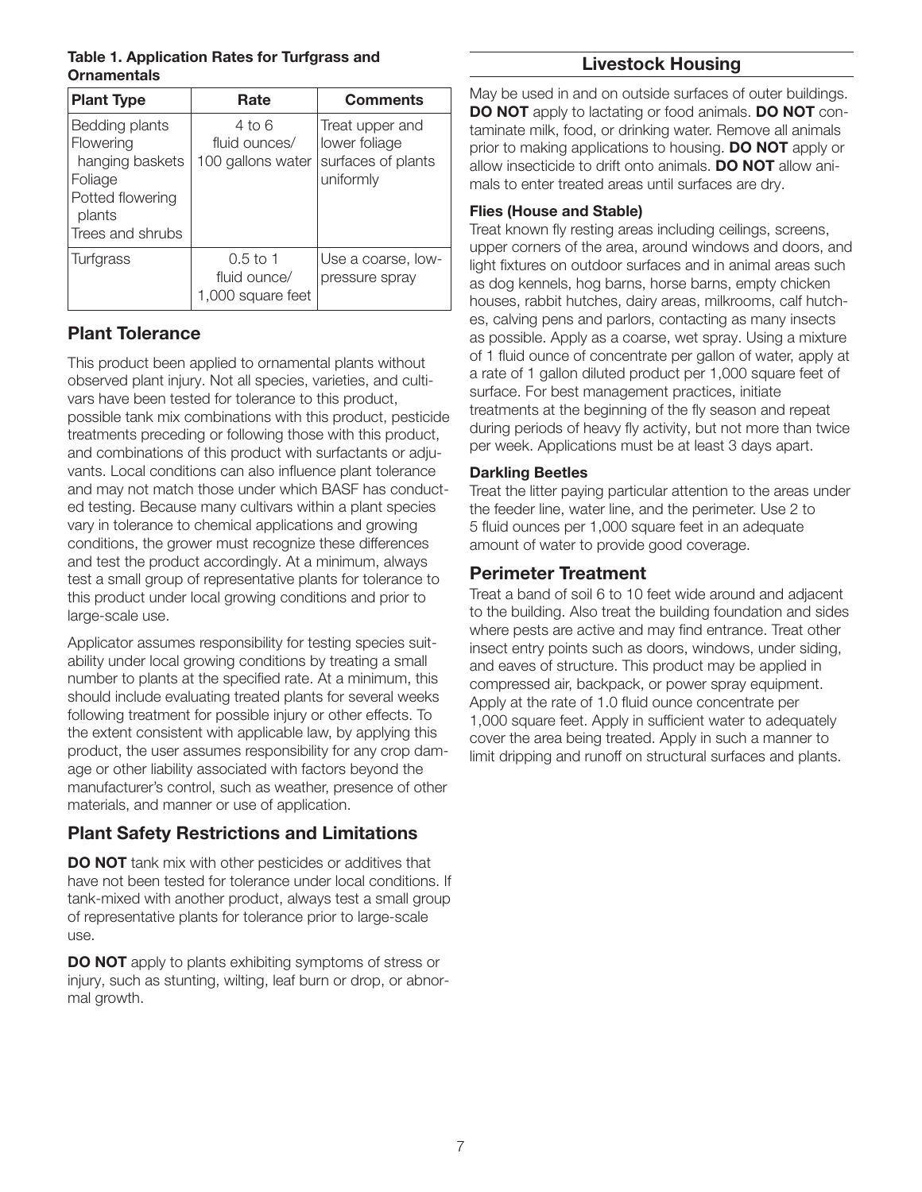**Table 1. Application Rates for Turfgrass and Ornamentals**

| Plant Type | Rate | Comments |
|---|---|---|
| Bedding plants<br>Flowering hanging baskets<br>Foliage<br>Potted flowering plants<br>Trees and shrubs | 4 to 6 fluid ounces/ 100 gallons water | Treat upper and lower foliage surfaces of plants uniformly |
| Turfgrass | 0.5 to 1 fluid ounce/ 1,000 square feet | Use a coarse, low-pressure spray |

## Plant Tolerance

This product been applied to ornamental plants without observed plant injury. Not all species, varieties, and cultivars have been tested for tolerance to this product, possible tank mix combinations with this product, pesticide treatments preceding or following those with this product, and combinations of this product with surfactants or adjuvants. Local conditions can also influence plant tolerance and may not match those under which BASF has conducted testing. Because many cultivars within a plant species vary in tolerance to chemical applications and growing conditions, the grower must recognize these differences and test the product accordingly. At a minimum, always test a small group of representative plants for tolerance to this product under local growing conditions and prior to large-scale use.

Applicator assumes responsibility for testing species suitability under local growing conditions by treating a small number to plants at the specified rate. At a minimum, this should include evaluating treated plants for several weeks following treatment for possible injury or other effects. To the extent consistent with applicable law, by applying this product, the user assumes responsibility for any crop damage or other liability associated with factors beyond the manufacturer's control, such as weather, presence of other materials, and manner or use of application.

## Plant Safety Restrictions and Limitations

**DO NOT** tank mix with other pesticides or additives that have not been tested for tolerance under local conditions. If tank-mixed with another product, always test a small group of representative plants for tolerance prior to large-scale use.

**DO NOT** apply to plants exhibiting symptoms of stress or injury, such as stunting, wilting, leaf burn or drop, or abnormal growth.

## Livestock Housing

May be used in and on outside surfaces of outer buildings. **DO NOT** apply to lactating or food animals. **DO NOT** contaminate milk, food, or drinking water. Remove all animals prior to making applications to housing. **DO NOT** apply or allow insecticide to drift onto animals. **DO NOT** allow animals to enter treated areas until surfaces are dry.

### Flies (House and Stable)

Treat known fly resting areas including ceilings, screens, upper corners of the area, around windows and doors, and light fixtures on outdoor surfaces and in animal areas such as dog kennels, hog barns, horse barns, empty chicken houses, rabbit hutches, dairy areas, milkrooms, calf hutches, calving pens and parlors, contacting as many insects as possible. Apply as a coarse, wet spray. Using a mixture of 1 fluid ounce of concentrate per gallon of water, apply at a rate of 1 gallon diluted product per 1,000 square feet of surface. For best management practices, initiate treatments at the beginning of the fly season and repeat during periods of heavy fly activity, but not more than twice per week. Applications must be at least 3 days apart.

### Darkling Beetles

Treat the litter paying particular attention to the areas under the feeder line, water line, and the perimeter. Use 2 to 5 fluid ounces per 1,000 square feet in an adequate amount of water to provide good coverage.

## Perimeter Treatment

Treat a band of soil 6 to 10 feet wide around and adjacent to the building. Also treat the building foundation and sides where pests are active and may find entrance. Treat other insect entry points such as doors, windows, under siding, and eaves of structure. This product may be applied in compressed air, backpack, or power spray equipment. Apply at the rate of 1.0 fluid ounce concentrate per 1,000 square feet. Apply in sufficient water to adequately cover the area being treated. Apply in such a manner to limit dripping and runoff on structural surfaces and plants.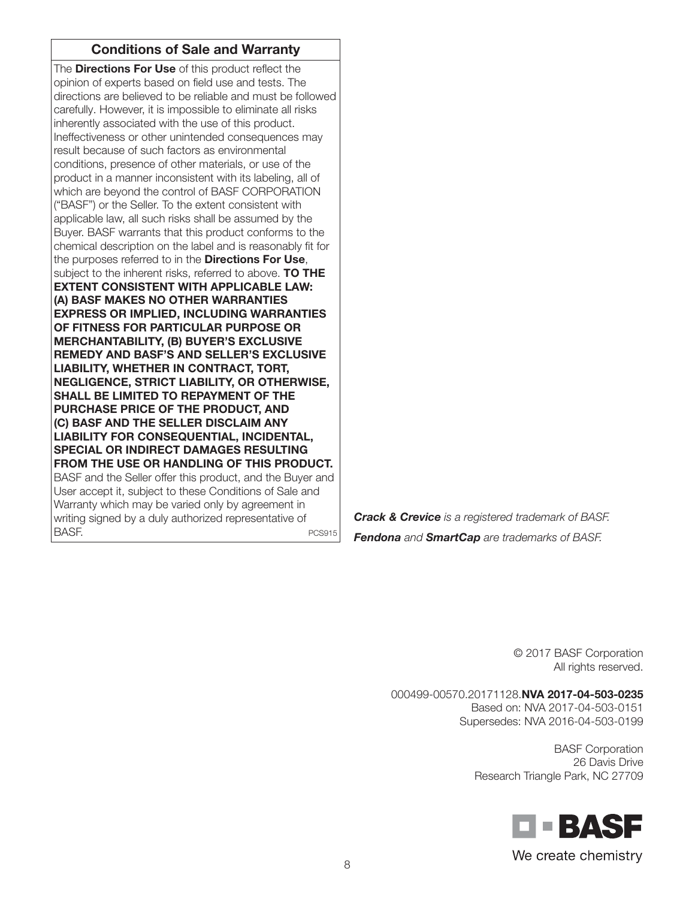## Conditions of Sale and Warranty

The **Directions For Use** of this product reflect the opinion of experts based on field use and tests. The directions are believed to be reliable and must be followed carefully. However, it is impossible to eliminate all risks inherently associated with the use of this product. Ineffectiveness or other unintended consequences may result because of such factors as environmental conditions, presence of other materials, or use of the product in a manner inconsistent with its labeling, all of which are beyond the control of BASF CORPORATION ("BASF") or the Seller. To the extent consistent with applicable law, all such risks shall be assumed by the Buyer. BASF warrants that this product conforms to the chemical description on the label and is reasonably fit for the purposes referred to in the **Directions For Use**, subject to the inherent risks, referred to above. **TO THE EXTENT CONSISTENT WITH APPLICABLE LAW: (A) BASF MAKES NO OTHER WARRANTIES EXPRESS OR IMPLIED, INCLUDING WARRANTIES OF FITNESS FOR PARTICULAR PURPOSE OR MERCHANTABILITY, (B) BUYER'S EXCLUSIVE REMEDY AND BASF'S AND SELLER'S EXCLUSIVE LIABILITY, WHETHER IN CONTRACT, TORT, NEGLIGENCE, STRICT LIABILITY, OR OTHERWISE, SHALL BE LIMITED TO REPAYMENT OF THE PURCHASE PRICE OF THE PRODUCT, AND (C) BASF AND THE SELLER DISCLAIM ANY LIABILITY FOR CONSEQUENTIAL, INCIDENTAL, SPECIAL OR INDIRECT DAMAGES RESULTING FROM THE USE OR HANDLING OF THIS PRODUCT.** BASF and the Seller offer this product, and the Buyer and User accept it, subject to these Conditions of Sale and Warranty which may be varied only by agreement in writing signed by a duly authorized representative of BASF. PCS915

***Crack & Crevice*** *is a registered trademark of BASF.*

***Fendona*** *and* ***SmartCap*** *are trademarks of BASF.*

© 2017 BASF Corporation
All rights reserved.

000499-00570.20171128.**NVA 2017-04-503-0235**
Based on: NVA 2017-04-503-0151
Supersedes: NVA 2016-04-503-0199

BASF Corporation
26 Davis Drive
Research Triangle Park, NC 27709

BASF
We create chemistry